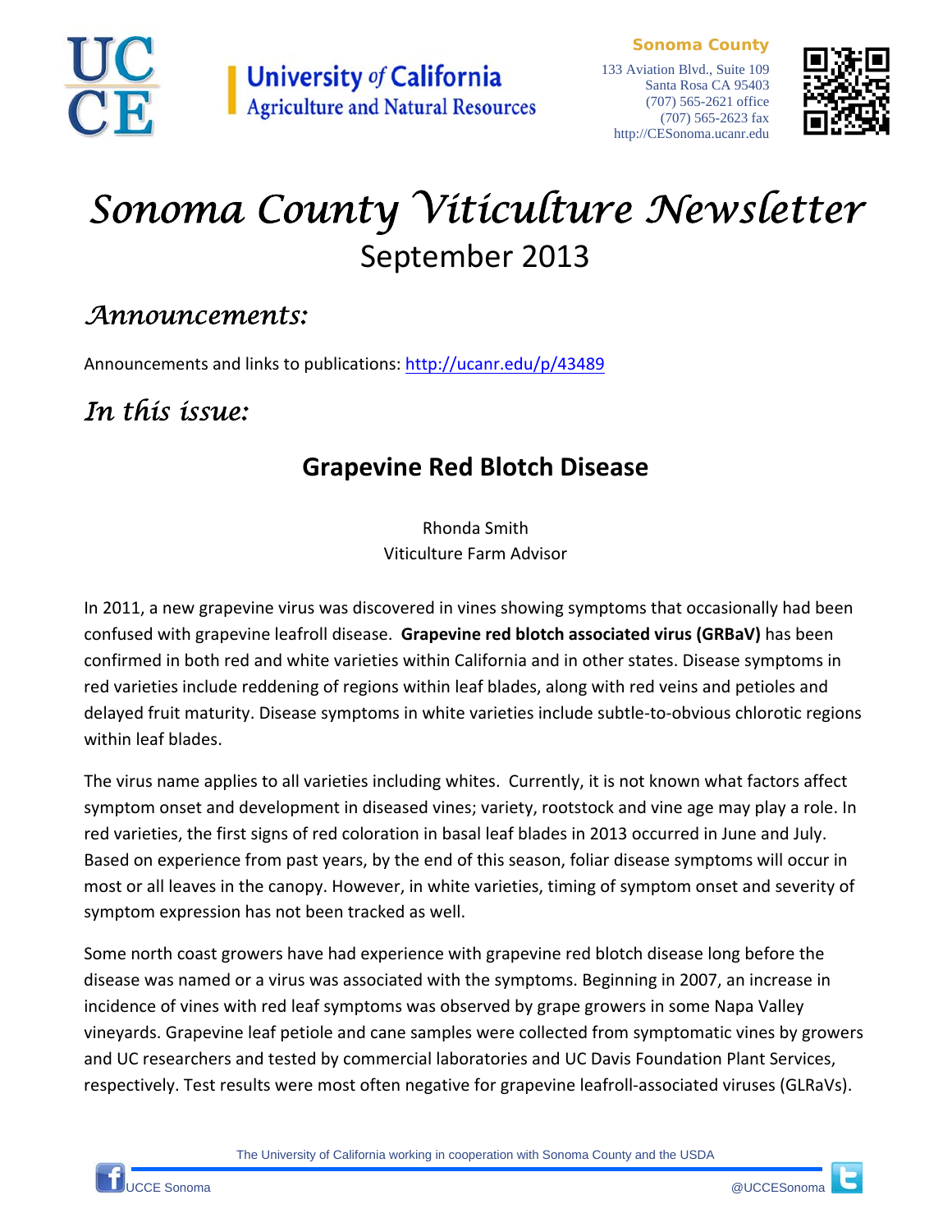Sonoma County

133 Aviation Blvd., Suite 109
Santa Rosa CA 95403
(707) 565-2621 office
(707) 565-2623 fax
http://CESonoma.ucanr.edu

University *of* California
Agriculture and Natural Resources

# *Sonoma County Viticulture Newsletter*

## September 2013

## *Announcements:*

Announcements and links to publications: [http://ucanr.edu/p/43489](http://ucanr.edu/p/43489)

## *In this issue:*

### Grapevine Red Blotch Disease

Rhonda Smith
Viticulture Farm Advisor

In 2011, a new grapevine virus was discovered in vines showing symptoms that occasionally had been confused with grapevine leafroll disease. **Grapevine red blotch associated virus (GRBaV)** has been confirmed in both red and white varieties within California and in other states. Disease symptoms in red varieties include reddening of regions within leaf blades, along with red veins and petioles and delayed fruit maturity. Disease symptoms in white varieties include subtle-to-obvious chlorotic regions within leaf blades.

The virus name applies to all varieties including whites. Currently, it is not known what factors affect symptom onset and development in diseased vines; variety, rootstock and vine age may play a role. In red varieties, the first signs of red coloration in basal leaf blades in 2013 occurred in June and July. Based on experience from past years, by the end of this season, foliar disease symptoms will occur in most or all leaves in the canopy. However, in white varieties, timing of symptom onset and severity of symptom expression has not been tracked as well.

Some north coast growers have had experience with grapevine red blotch disease long before the disease was named or a virus was associated with the symptoms. Beginning in 2007, an increase in incidence of vines with red leaf symptoms was observed by grape growers in some Napa Valley vineyards. Grapevine leaf petiole and cane samples were collected from symptomatic vines by growers and UC researchers and tested by commercial laboratories and UC Davis Foundation Plant Services, respectively. Test results were most often negative for grapevine leafroll-associated viruses (GLRaVs).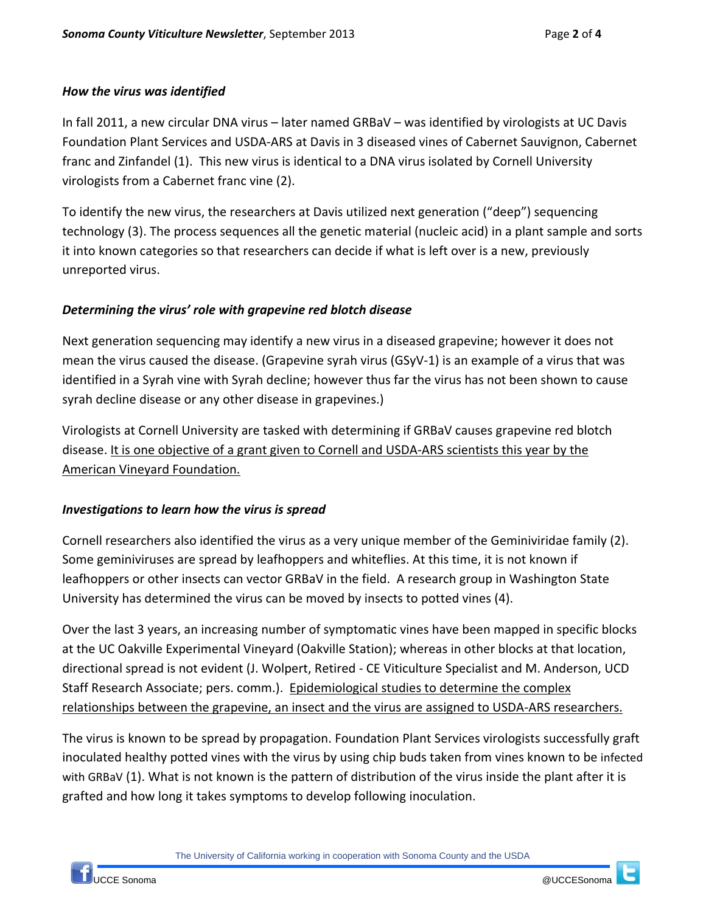### *How the virus was identified*

In fall 2011, a new circular DNA virus – later named GRBaV – was identified by virologists at UC Davis Foundation Plant Services and USDA-ARS at Davis in 3 diseased vines of Cabernet Sauvignon, Cabernet franc and Zinfandel (1). This new virus is identical to a DNA virus isolated by Cornell University virologists from a Cabernet franc vine (2).

To identify the new virus, the researchers at Davis utilized next generation ("deep") sequencing technology (3). The process sequences all the genetic material (nucleic acid) in a plant sample and sorts it into known categories so that researchers can decide if what is left over is a new, previously unreported virus.

### *Determining the virus' role with grapevine red blotch disease*

Next generation sequencing may identify a new virus in a diseased grapevine; however it does not mean the virus caused the disease. (Grapevine syrah virus (GSyV-1) is an example of a virus that was identified in a Syrah vine with Syrah decline; however thus far the virus has not been shown to cause syrah decline disease or any other disease in grapevines.)

Virologists at Cornell University are tasked with determining if GRBaV causes grapevine red blotch disease. <u>It is one objective of a grant given to Cornell and USDA-ARS scientists this year by the American Vineyard Foundation.</u>

### *Investigations to learn how the virus is spread*

Cornell researchers also identified the virus as a very unique member of the Geminiviridae family (2). Some geminiviruses are spread by leafhoppers and whiteflies. At this time, it is not known if leafhoppers or other insects can vector GRBaV in the field. A research group in Washington State University has determined the virus can be moved by insects to potted vines (4).

Over the last 3 years, an increasing number of symptomatic vines have been mapped in specific blocks at the UC Oakville Experimental Vineyard (Oakville Station); whereas in other blocks at that location, directional spread is not evident (J. Wolpert, Retired - CE Viticulture Specialist and M. Anderson, UCD Staff Research Associate; pers. comm.). <u>Epidemiological studies to determine the complex relationships between the grapevine, an insect and the virus are assigned to USDA-ARS researchers.</u>

The virus is known to be spread by propagation. Foundation Plant Services virologists successfully graft inoculated healthy potted vines with the virus by using chip buds taken from vines known to be infected with GRBaV (1). What is not known is the pattern of distribution of the virus inside the plant after it is grafted and how long it takes symptoms to develop following inoculation.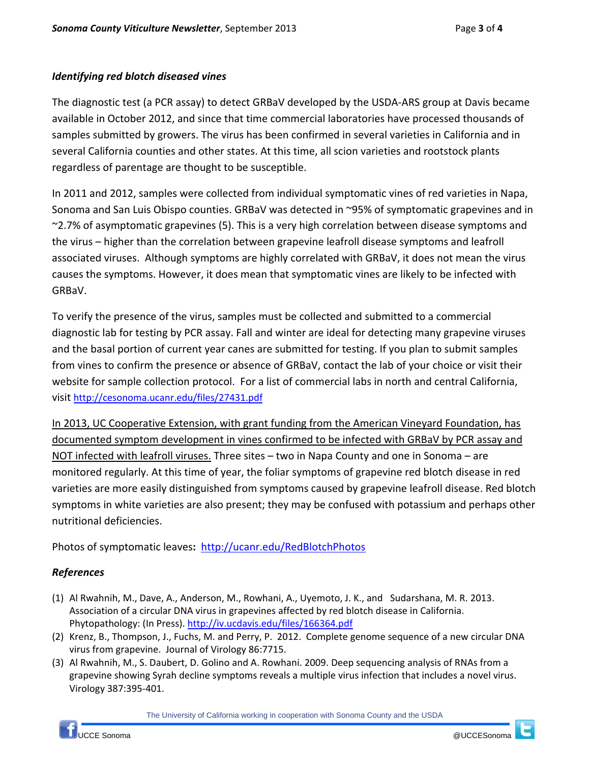### *Identifying red blotch diseased vines*

The diagnostic test (a PCR assay) to detect GRBaV developed by the USDA-ARS group at Davis became available in October 2012, and since that time commercial laboratories have processed thousands of samples submitted by growers. The virus has been confirmed in several varieties in California and in several California counties and other states. At this time, all scion varieties and rootstock plants regardless of parentage are thought to be susceptible.

In 2011 and 2012, samples were collected from individual symptomatic vines of red varieties in Napa, Sonoma and San Luis Obispo counties. GRBaV was detected in ~95% of symptomatic grapevines and in ~2.7% of asymptomatic grapevines (5). This is a very high correlation between disease symptoms and the virus – higher than the correlation between grapevine leafroll disease symptoms and leafroll associated viruses. Although symptoms are highly correlated with GRBaV, it does not mean the virus causes the symptoms. However, it does mean that symptomatic vines are likely to be infected with GRBaV.

To verify the presence of the virus, samples must be collected and submitted to a commercial diagnostic lab for testing by PCR assay. Fall and winter are ideal for detecting many grapevine viruses and the basal portion of current year canes are submitted for testing. If you plan to submit samples from vines to confirm the presence or absence of GRBaV, contact the lab of your choice or visit their website for sample collection protocol. For a list of commercial labs in north and central California, visit http://cesonoma.ucanr.edu/files/27431.pdf

<u>In 2013, UC Cooperative Extension, with grant funding from the American Vineyard Foundation, has documented symptom development in vines confirmed to be infected with GRBaV by PCR assay and NOT infected with leafroll viruses.</u> Three sites – two in Napa County and one in Sonoma – are monitored regularly. At this time of year, the foliar symptoms of grapevine red blotch disease in red varieties are more easily distinguished from symptoms caused by grapevine leafroll disease. Red blotch symptoms in white varieties are also present; they may be confused with potassium and perhaps other nutritional deficiencies.

Photos of symptomatic leaves**:** http://ucanr.edu/RedBlotchPhotos

### *References*

(1) Al Rwahnih, M., Dave, A., Anderson, M., Rowhani, A., Uyemoto, J. K., and Sudarshana, M. R. 2013. Association of a circular DNA virus in grapevines affected by red blotch disease in California. Phytopathology: (In Press). http://iv.ucdavis.edu/files/166364.pdf

(2) Krenz, B., Thompson, J., Fuchs, M. and Perry, P. 2012. Complete genome sequence of a new circular DNA virus from grapevine. Journal of Virology 86:7715.

(3) Al Rwahnih, M., S. Daubert, D. Golino and A. Rowhani. 2009. Deep sequencing analysis of RNAs from a grapevine showing Syrah decline symptoms reveals a multiple virus infection that includes a novel virus. Virology 387:395-401.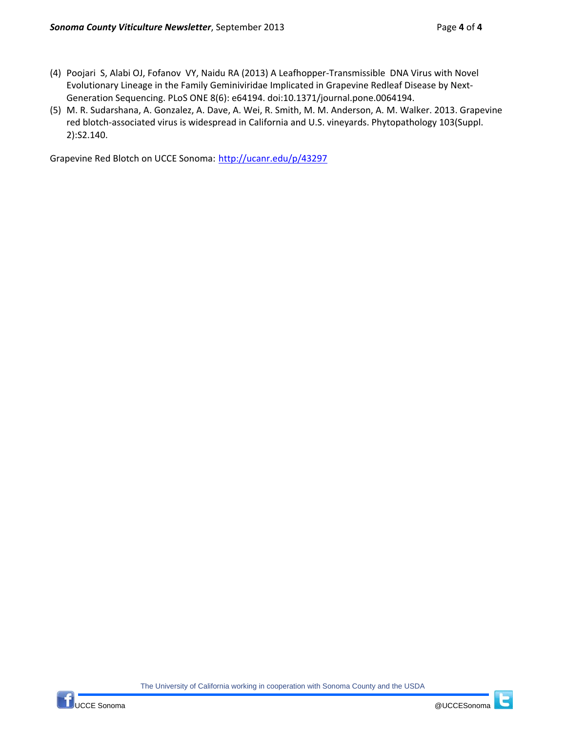(4) Poojari S, Alabi OJ, Fofanov VY, Naidu RA (2013) A Leafhopper-Transmissible DNA Virus with Novel Evolutionary Lineage in the Family Geminiviridae Implicated in Grapevine Redleaf Disease by Next-Generation Sequencing. PLoS ONE 8(6): e64194. doi:10.1371/journal.pone.0064194.

(5) M. R. Sudarshana, A. Gonzalez, A. Dave, A. Wei, R. Smith, M. M. Anderson, A. M. Walker. 2013. Grapevine red blotch-associated virus is widespread in California and U.S. vineyards. Phytopathology 103(Suppl. 2):S2.140.

Grapevine Red Blotch on UCCE Sonoma: http://ucanr.edu/p/43297